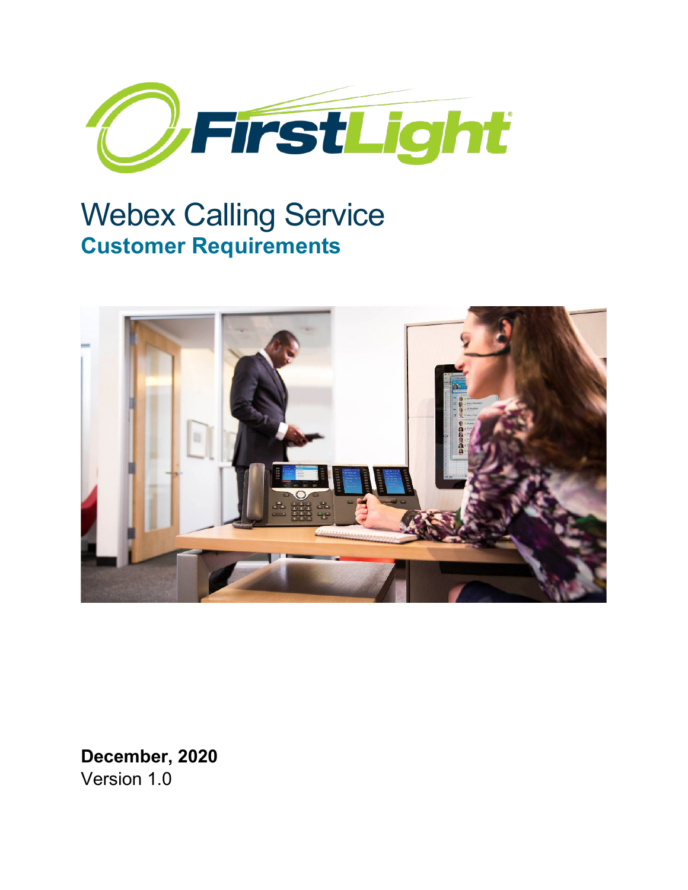# Webex Calling Service

## Customer Requirements

**December, 2020**

Version 1.0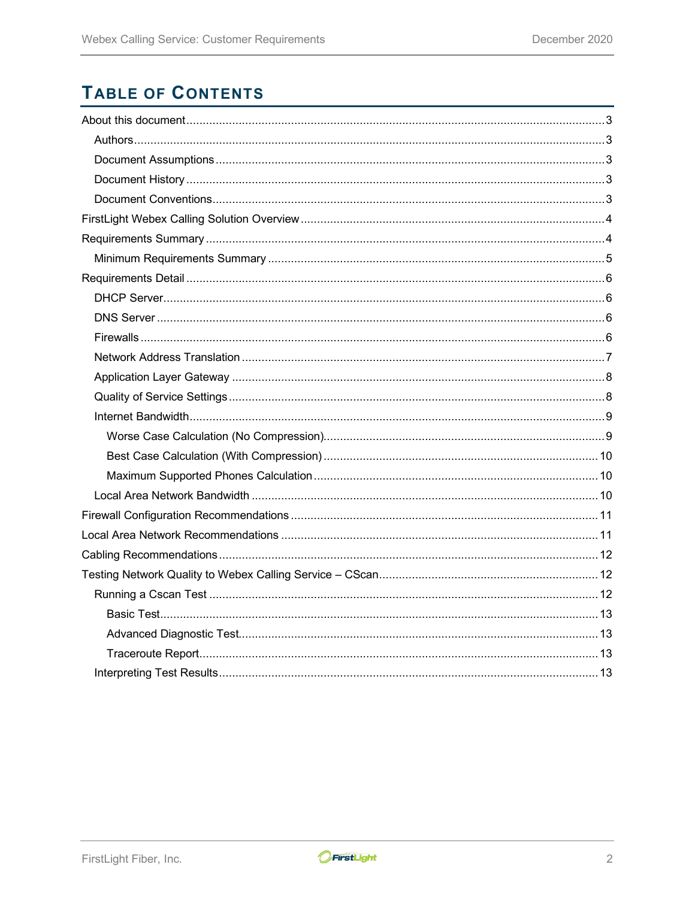# Table of Contents

- About this document ..... 3
  - Authors ..... 3
  - Document Assumptions ..... 3
  - Document History ..... 3
  - Document Conventions ..... 3
- FirstLight Webex Calling Solution Overview ..... 4
- Requirements Summary ..... 4
  - Minimum Requirements Summary ..... 5
- Requirements Detail ..... 6
  - DHCP Server ..... 6
  - DNS Server ..... 6
  - Firewalls ..... 6
  - Network Address Translation ..... 7
  - Application Layer Gateway ..... 8
  - Quality of Service Settings ..... 8
  - Internet Bandwidth ..... 9
    - Worse Case Calculation (No Compression) ..... 9
    - Best Case Calculation (With Compression) ..... 10
    - Maximum Supported Phones Calculation ..... 10
  - Local Area Network Bandwidth ..... 10
- Firewall Configuration Recommendations ..... 11
- Local Area Network Recommendations ..... 11
- Cabling Recommendations ..... 12
- Testing Network Quality to Webex Calling Service – CScan ..... 12
  - Running a Cscan Test ..... 12
    - Basic Test ..... 13
    - Advanced Diagnostic Test ..... 13
    - Traceroute Report ..... 13
  - Interpreting Test Results ..... 13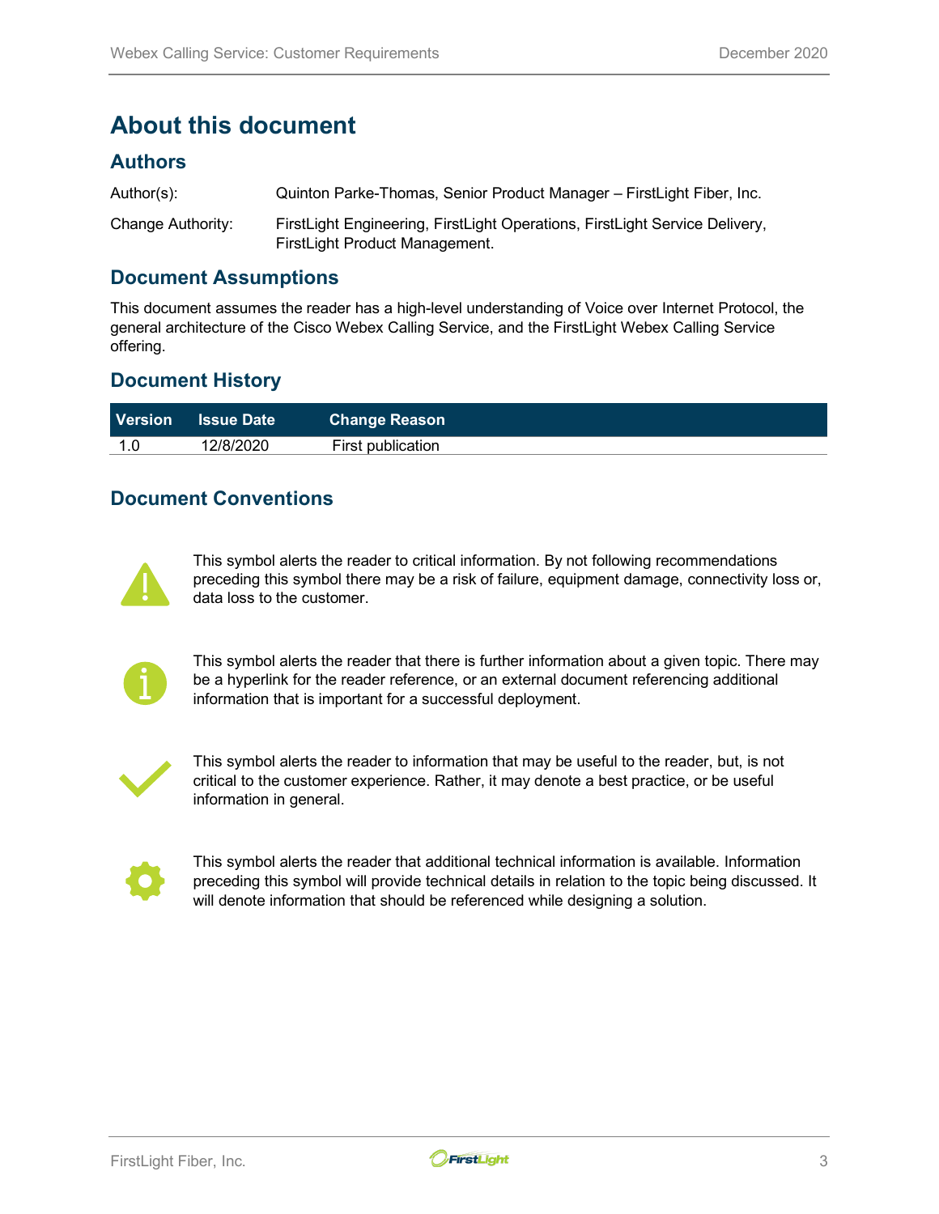# About this document

## Authors

| | |
|---|---|
| Author(s): | Quinton Parke-Thomas, Senior Product Manager – FirstLight Fiber, Inc. |
| Change Authority: | FirstLight Engineering, FirstLight Operations, FirstLight Service Delivery, FirstLight Product Management. |

## Document Assumptions

This document assumes the reader has a high-level understanding of Voice over Internet Protocol, the general architecture of the Cisco Webex Calling Service, and the FirstLight Webex Calling Service offering.

## Document History

| Version | Issue Date | Change Reason |
|---|---|---|
| 1.0 | 12/8/2020 | First publication |

## Document Conventions

This symbol alerts the reader to critical information. By not following recommendations preceding this symbol there may be a risk of failure, equipment damage, connectivity loss or, data loss to the customer.

This symbol alerts the reader that there is further information about a given topic. There may be a hyperlink for the reader reference, or an external document referencing additional information that is important for a successful deployment.

This symbol alerts the reader to information that may be useful to the reader, but, is not critical to the customer experience. Rather, it may denote a best practice, or be useful information in general.

This symbol alerts the reader that additional technical information is available. Information preceding this symbol will provide technical details in relation to the topic being discussed. It will denote information that should be referenced while designing a solution.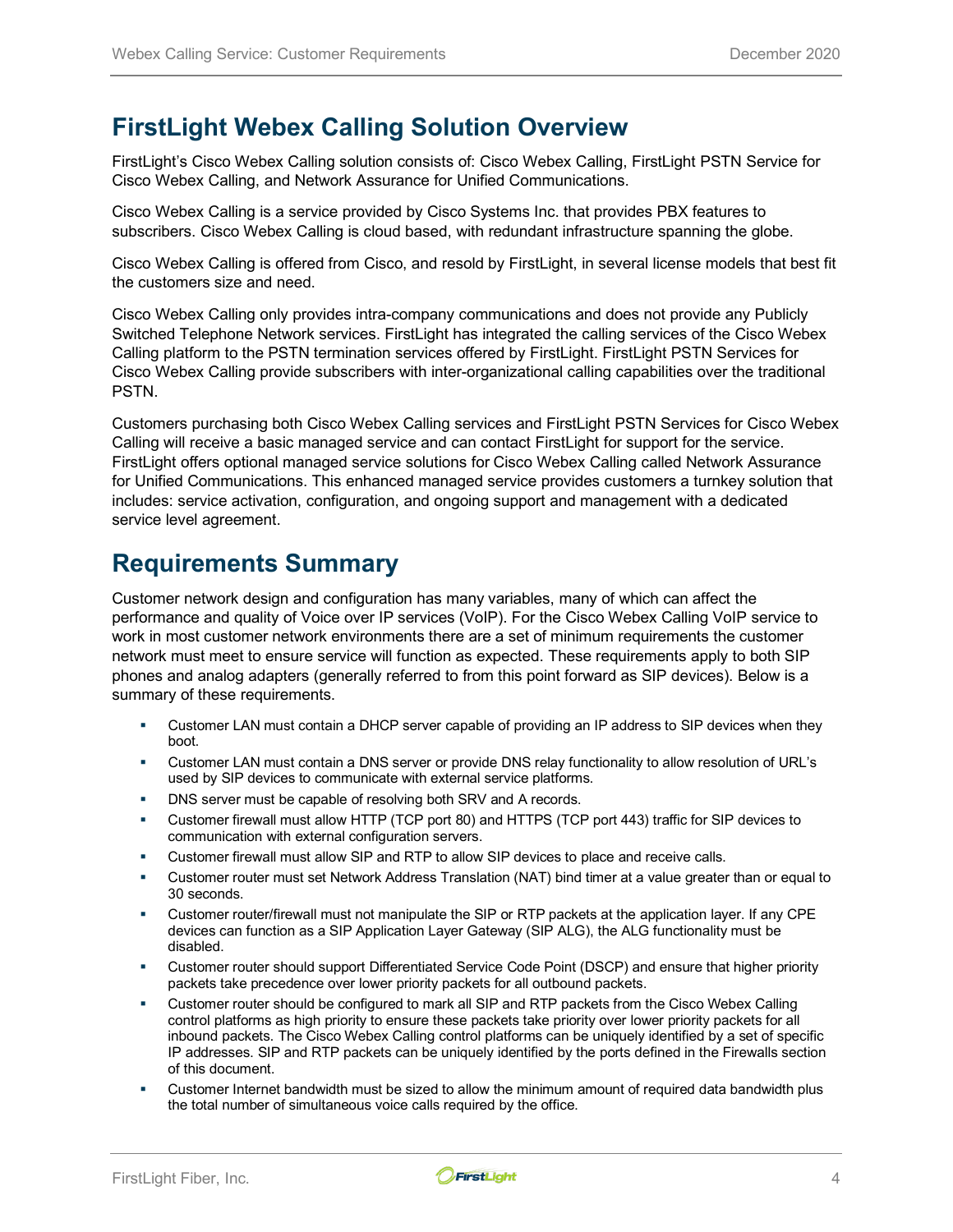# FirstLight Webex Calling Solution Overview

FirstLight's Cisco Webex Calling solution consists of: Cisco Webex Calling, FirstLight PSTN Service for Cisco Webex Calling, and Network Assurance for Unified Communications.

Cisco Webex Calling is a service provided by Cisco Systems Inc. that provides PBX features to subscribers. Cisco Webex Calling is cloud based, with redundant infrastructure spanning the globe.

Cisco Webex Calling is offered from Cisco, and resold by FirstLight, in several license models that best fit the customers size and need.

Cisco Webex Calling only provides intra-company communications and does not provide any Publicly Switched Telephone Network services. FirstLight has integrated the calling services of the Cisco Webex Calling platform to the PSTN termination services offered by FirstLight. FirstLight PSTN Services for Cisco Webex Calling provide subscribers with inter-organizational calling capabilities over the traditional PSTN.

Customers purchasing both Cisco Webex Calling services and FirstLight PSTN Services for Cisco Webex Calling will receive a basic managed service and can contact FirstLight for support for the service. FirstLight offers optional managed service solutions for Cisco Webex Calling called Network Assurance for Unified Communications. This enhanced managed service provides customers a turnkey solution that includes: service activation, configuration, and ongoing support and management with a dedicated service level agreement.

# Requirements Summary

Customer network design and configuration has many variables, many of which can affect the performance and quality of Voice over IP services (VoIP). For the Cisco Webex Calling VoIP service to work in most customer network environments there are a set of minimum requirements the customer network must meet to ensure service will function as expected. These requirements apply to both SIP phones and analog adapters (generally referred to from this point forward as SIP devices). Below is a summary of these requirements.

- Customer LAN must contain a DHCP server capable of providing an IP address to SIP devices when they boot.
- Customer LAN must contain a DNS server or provide DNS relay functionality to allow resolution of URL's used by SIP devices to communicate with external service platforms.
- DNS server must be capable of resolving both SRV and A records.
- Customer firewall must allow HTTP (TCP port 80) and HTTPS (TCP port 443) traffic for SIP devices to communication with external configuration servers.
- Customer firewall must allow SIP and RTP to allow SIP devices to place and receive calls.
- Customer router must set Network Address Translation (NAT) bind timer at a value greater than or equal to 30 seconds.
- Customer router/firewall must not manipulate the SIP or RTP packets at the application layer. If any CPE devices can function as a SIP Application Layer Gateway (SIP ALG), the ALG functionality must be disabled.
- Customer router should support Differentiated Service Code Point (DSCP) and ensure that higher priority packets take precedence over lower priority packets for all outbound packets.
- Customer router should be configured to mark all SIP and RTP packets from the Cisco Webex Calling control platforms as high priority to ensure these packets take priority over lower priority packets for all inbound packets. The Cisco Webex Calling control platforms can be uniquely identified by a set of specific IP addresses. SIP and RTP packets can be uniquely identified by the ports defined in the Firewalls section of this document.
- Customer Internet bandwidth must be sized to allow the minimum amount of required data bandwidth plus the total number of simultaneous voice calls required by the office.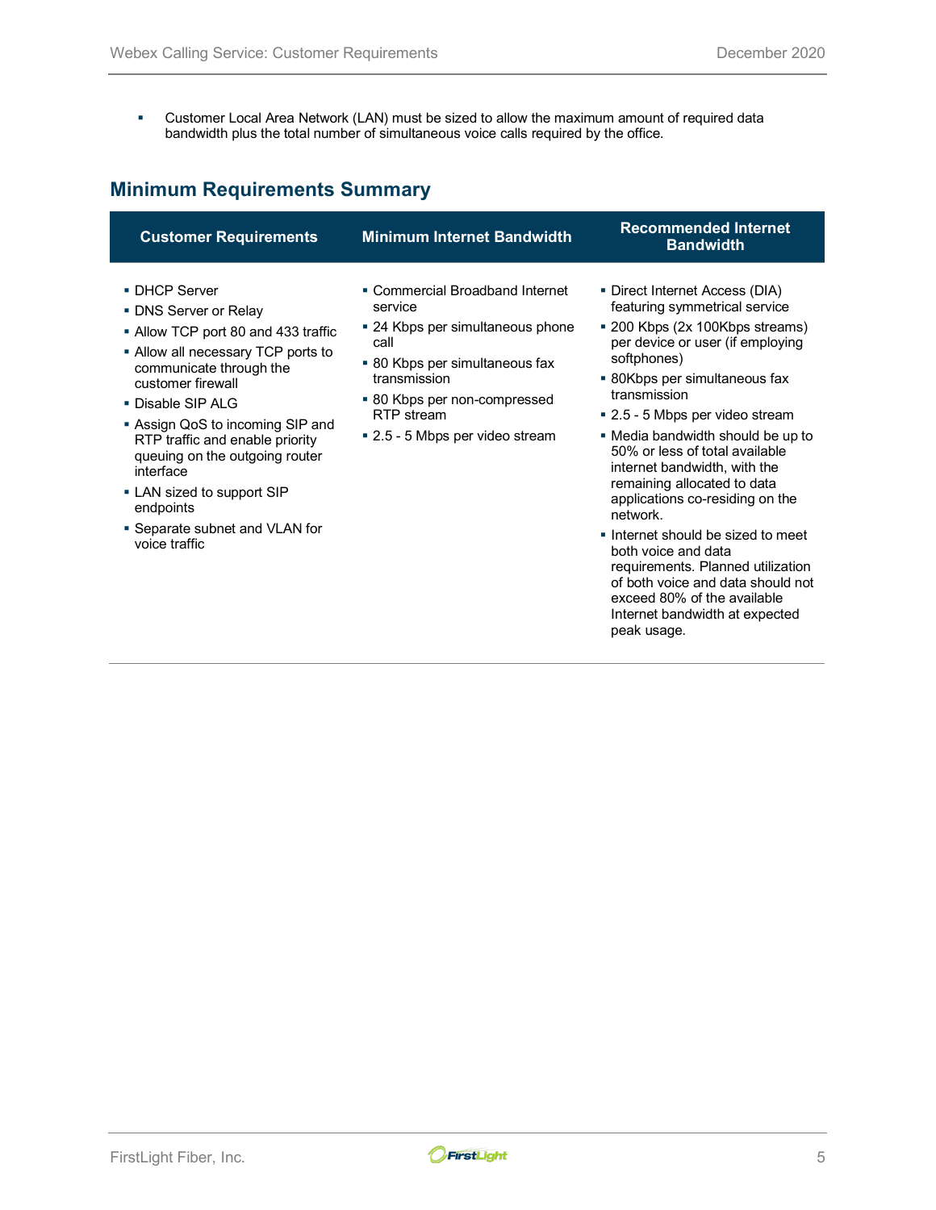- Customer Local Area Network (LAN) must be sized to allow the maximum amount of required data bandwidth plus the total number of simultaneous voice calls required by the office.

## Minimum Requirements Summary

| Customer Requirements | Minimum Internet Bandwidth | Recommended Internet Bandwidth |
|---|---|---|
| ▪ DHCP Server<br>▪ DNS Server or Relay<br>▪ Allow TCP port 80 and 433 traffic<br>▪ Allow all necessary TCP ports to communicate through the customer firewall<br>▪ Disable SIP ALG<br>▪ Assign QoS to incoming SIP and RTP traffic and enable priority queuing on the outgoing router interface<br>▪ LAN sized to support SIP endpoints<br>▪ Separate subnet and VLAN for voice traffic | ▪ Commercial Broadband Internet service<br>▪ 24 Kbps per simultaneous phone call<br>▪ 80 Kbps per simultaneous fax transmission<br>▪ 80 Kbps per non-compressed RTP stream<br>▪ 2.5 - 5 Mbps per video stream | ▪ Direct Internet Access (DIA) featuring symmetrical service<br>▪ 200 Kbps (2x 100Kbps streams) per device or user (if employing softphones)<br>▪ 80Kbps per simultaneous fax transmission<br>▪ 2.5 - 5 Mbps per video stream<br>▪ Media bandwidth should be up to 50% or less of total available internet bandwidth, with the remaining allocated to data applications co-residing on the network.<br>▪ Internet should be sized to meet both voice and data requirements. Planned utilization of both voice and data should not exceed 80% of the available Internet bandwidth at expected peak usage. |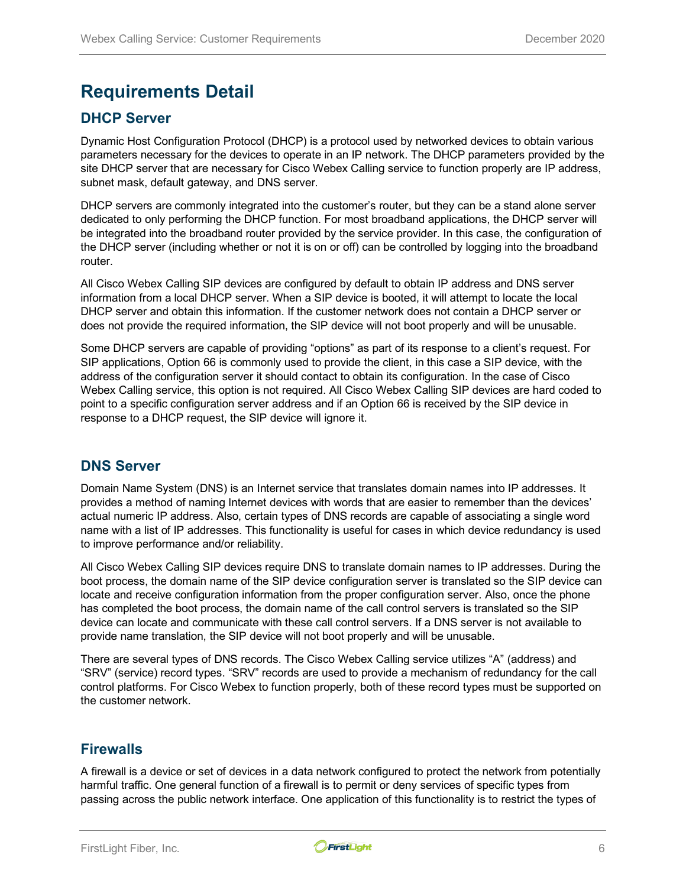# Requirements Detail

## DHCP Server

Dynamic Host Configuration Protocol (DHCP) is a protocol used by networked devices to obtain various parameters necessary for the devices to operate in an IP network. The DHCP parameters provided by the site DHCP server that are necessary for Cisco Webex Calling service to function properly are IP address, subnet mask, default gateway, and DNS server.

DHCP servers are commonly integrated into the customer's router, but they can be a stand alone server dedicated to only performing the DHCP function. For most broadband applications, the DHCP server will be integrated into the broadband router provided by the service provider. In this case, the configuration of the DHCP server (including whether or not it is on or off) can be controlled by logging into the broadband router.

All Cisco Webex Calling SIP devices are configured by default to obtain IP address and DNS server information from a local DHCP server. When a SIP device is booted, it will attempt to locate the local DHCP server and obtain this information. If the customer network does not contain a DHCP server or does not provide the required information, the SIP device will not boot properly and will be unusable.

Some DHCP servers are capable of providing "options" as part of its response to a client's request. For SIP applications, Option 66 is commonly used to provide the client, in this case a SIP device, with the address of the configuration server it should contact to obtain its configuration. In the case of Cisco Webex Calling service, this option is not required. All Cisco Webex Calling SIP devices are hard coded to point to a specific configuration server address and if an Option 66 is received by the SIP device in response to a DHCP request, the SIP device will ignore it.

## DNS Server

Domain Name System (DNS) is an Internet service that translates domain names into IP addresses. It provides a method of naming Internet devices with words that are easier to remember than the devices' actual numeric IP address. Also, certain types of DNS records are capable of associating a single word name with a list of IP addresses. This functionality is useful for cases in which device redundancy is used to improve performance and/or reliability.

All Cisco Webex Calling SIP devices require DNS to translate domain names to IP addresses. During the boot process, the domain name of the SIP device configuration server is translated so the SIP device can locate and receive configuration information from the proper configuration server. Also, once the phone has completed the boot process, the domain name of the call control servers is translated so the SIP device can locate and communicate with these call control servers. If a DNS server is not available to provide name translation, the SIP device will not boot properly and will be unusable.

There are several types of DNS records. The Cisco Webex Calling service utilizes "A" (address) and "SRV" (service) record types. "SRV" records are used to provide a mechanism of redundancy for the call control platforms. For Cisco Webex to function properly, both of these record types must be supported on the customer network.

## Firewalls

A firewall is a device or set of devices in a data network configured to protect the network from potentially harmful traffic. One general function of a firewall is to permit or deny services of specific types from passing across the public network interface. One application of this functionality is to restrict the types of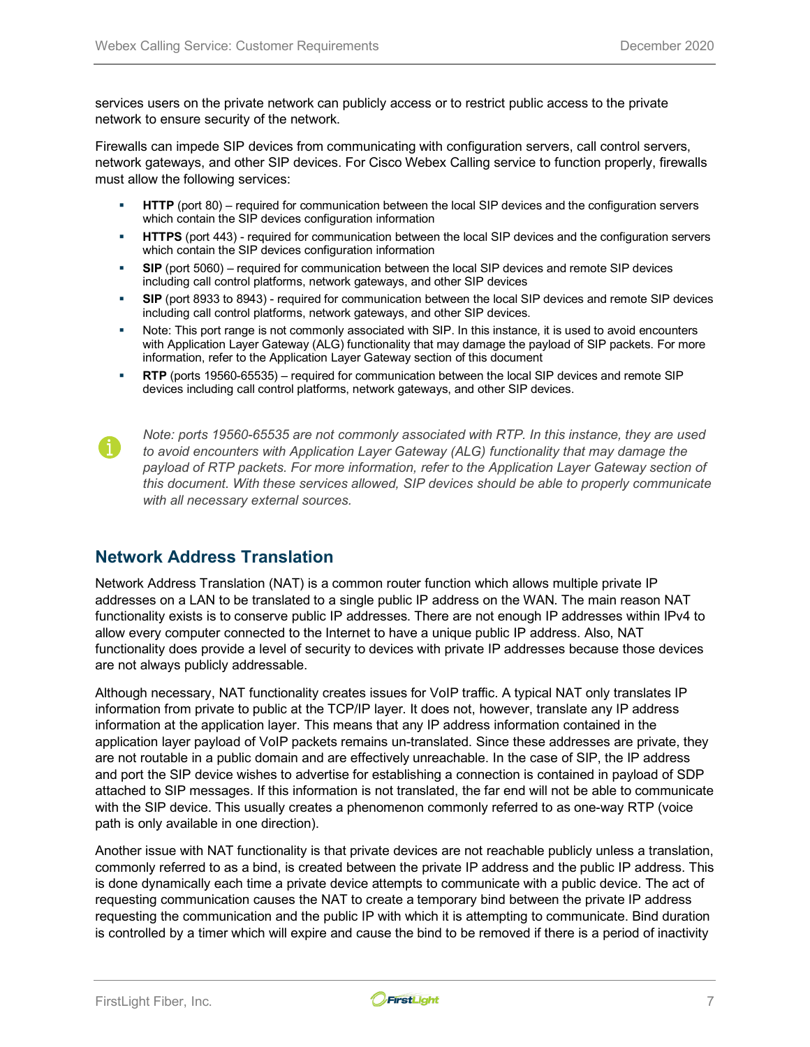services users on the private network can publicly access or to restrict public access to the private network to ensure security of the network.

Firewalls can impede SIP devices from communicating with configuration servers, call control servers, network gateways, and other SIP devices. For Cisco Webex Calling service to function properly, firewalls must allow the following services:

- **HTTP** (port 80) – required for communication between the local SIP devices and the configuration servers which contain the SIP devices configuration information
- **HTTPS** (port 443) - required for communication between the local SIP devices and the configuration servers which contain the SIP devices configuration information
- **SIP** (port 5060) – required for communication between the local SIP devices and remote SIP devices including call control platforms, network gateways, and other SIP devices
- **SIP** (port 8933 to 8943) - required for communication between the local SIP devices and remote SIP devices including call control platforms, network gateways, and other SIP devices.
- Note: This port range is not commonly associated with SIP. In this instance, it is used to avoid encounters with Application Layer Gateway (ALG) functionality that may damage the payload of SIP packets. For more information, refer to the Application Layer Gateway section of this document
- **RTP** (ports 19560-65535) – required for communication between the local SIP devices and remote SIP devices including call control platforms, network gateways, and other SIP devices.

*Note: ports 19560-65535 are not commonly associated with RTP. In this instance, they are used to avoid encounters with Application Layer Gateway (ALG) functionality that may damage the payload of RTP packets. For more information, refer to the Application Layer Gateway section of this document. With these services allowed, SIP devices should be able to properly communicate with all necessary external sources.*

## Network Address Translation

Network Address Translation (NAT) is a common router function which allows multiple private IP addresses on a LAN to be translated to a single public IP address on the WAN. The main reason NAT functionality exists is to conserve public IP addresses. There are not enough IP addresses within IPv4 to allow every computer connected to the Internet to have a unique public IP address. Also, NAT functionality does provide a level of security to devices with private IP addresses because those devices are not always publicly addressable.

Although necessary, NAT functionality creates issues for VoIP traffic. A typical NAT only translates IP information from private to public at the TCP/IP layer. It does not, however, translate any IP address information at the application layer. This means that any IP address information contained in the application layer payload of VoIP packets remains un-translated. Since these addresses are private, they are not routable in a public domain and are effectively unreachable. In the case of SIP, the IP address and port the SIP device wishes to advertise for establishing a connection is contained in payload of SDP attached to SIP messages. If this information is not translated, the far end will not be able to communicate with the SIP device. This usually creates a phenomenon commonly referred to as one-way RTP (voice path is only available in one direction).

Another issue with NAT functionality is that private devices are not reachable publicly unless a translation, commonly referred to as a bind, is created between the private IP address and the public IP address. This is done dynamically each time a private device attempts to communicate with a public device. The act of requesting communication causes the NAT to create a temporary bind between the private IP address requesting the communication and the public IP with which it is attempting to communicate. Bind duration is controlled by a timer which will expire and cause the bind to be removed if there is a period of inactivity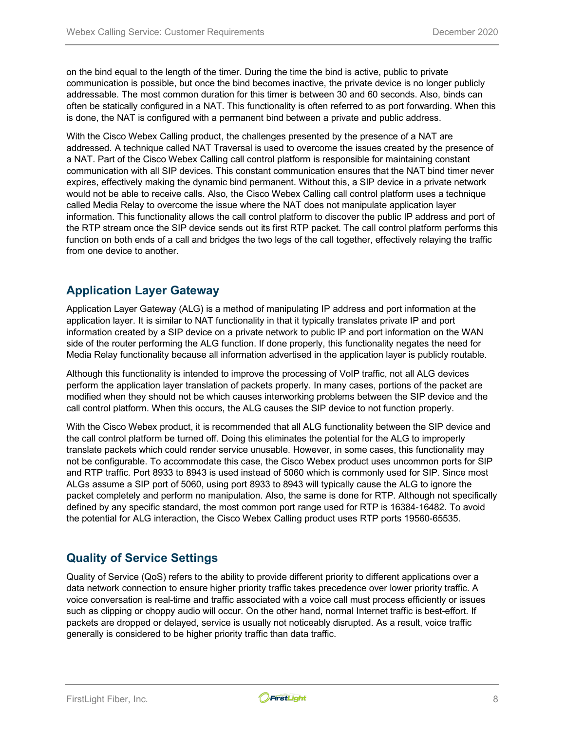on the bind equal to the length of the timer. During the time the bind is active, public to private communication is possible, but once the bind becomes inactive, the private device is no longer publicly addressable. The most common duration for this timer is between 30 and 60 seconds. Also, binds can often be statically configured in a NAT. This functionality is often referred to as port forwarding. When this is done, the NAT is configured with a permanent bind between a private and public address.

With the Cisco Webex Calling product, the challenges presented by the presence of a NAT are addressed. A technique called NAT Traversal is used to overcome the issues created by the presence of a NAT. Part of the Cisco Webex Calling call control platform is responsible for maintaining constant communication with all SIP devices. This constant communication ensures that the NAT bind timer never expires, effectively making the dynamic bind permanent. Without this, a SIP device in a private network would not be able to receive calls. Also, the Cisco Webex Calling call control platform uses a technique called Media Relay to overcome the issue where the NAT does not manipulate application layer information. This functionality allows the call control platform to discover the public IP address and port of the RTP stream once the SIP device sends out its first RTP packet. The call control platform performs this function on both ends of a call and bridges the two legs of the call together, effectively relaying the traffic from one device to another.

## Application Layer Gateway

Application Layer Gateway (ALG) is a method of manipulating IP address and port information at the application layer. It is similar to NAT functionality in that it typically translates private IP and port information created by a SIP device on a private network to public IP and port information on the WAN side of the router performing the ALG function. If done properly, this functionality negates the need for Media Relay functionality because all information advertised in the application layer is publicly routable.

Although this functionality is intended to improve the processing of VoIP traffic, not all ALG devices perform the application layer translation of packets properly. In many cases, portions of the packet are modified when they should not be which causes interworking problems between the SIP device and the call control platform. When this occurs, the ALG causes the SIP device to not function properly.

With the Cisco Webex product, it is recommended that all ALG functionality between the SIP device and the call control platform be turned off. Doing this eliminates the potential for the ALG to improperly translate packets which could render service unusable. However, in some cases, this functionality may not be configurable. To accommodate this case, the Cisco Webex product uses uncommon ports for SIP and RTP traffic. Port 8933 to 8943 is used instead of 5060 which is commonly used for SIP. Since most ALGs assume a SIP port of 5060, using port 8933 to 8943 will typically cause the ALG to ignore the packet completely and perform no manipulation. Also, the same is done for RTP. Although not specifically defined by any specific standard, the most common port range used for RTP is 16384-16482. To avoid the potential for ALG interaction, the Cisco Webex Calling product uses RTP ports 19560-65535.

## Quality of Service Settings

Quality of Service (QoS) refers to the ability to provide different priority to different applications over a data network connection to ensure higher priority traffic takes precedence over lower priority traffic. A voice conversation is real-time and traffic associated with a voice call must process efficiently or issues such as clipping or choppy audio will occur. On the other hand, normal Internet traffic is best-effort. If packets are dropped or delayed, service is usually not noticeably disrupted. As a result, voice traffic generally is considered to be higher priority traffic than data traffic.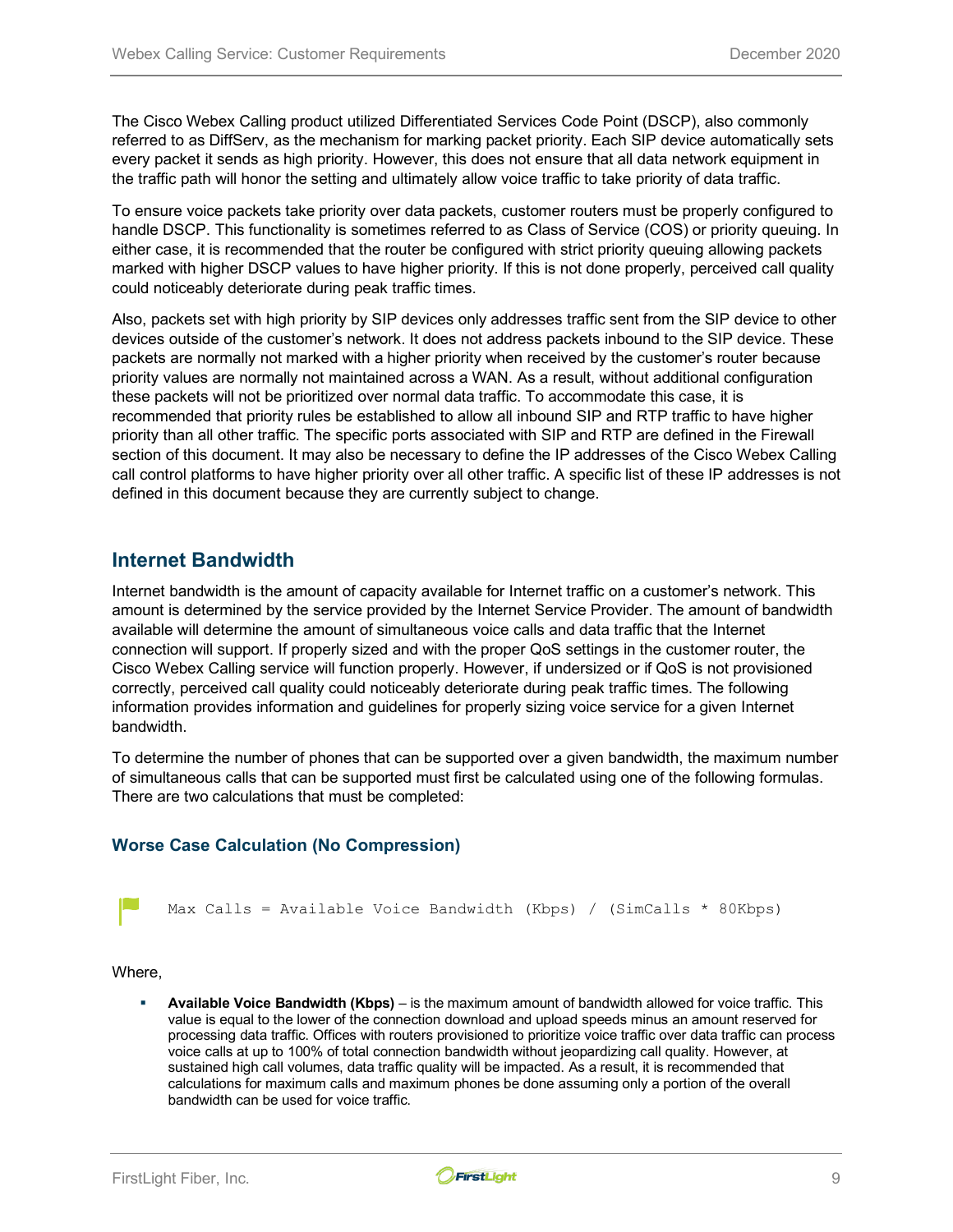The Cisco Webex Calling product utilized Differentiated Services Code Point (DSCP), also commonly referred to as DiffServ, as the mechanism for marking packet priority. Each SIP device automatically sets every packet it sends as high priority. However, this does not ensure that all data network equipment in the traffic path will honor the setting and ultimately allow voice traffic to take priority of data traffic.

To ensure voice packets take priority over data packets, customer routers must be properly configured to handle DSCP. This functionality is sometimes referred to as Class of Service (COS) or priority queuing. In either case, it is recommended that the router be configured with strict priority queuing allowing packets marked with higher DSCP values to have higher priority. If this is not done properly, perceived call quality could noticeably deteriorate during peak traffic times.

Also, packets set with high priority by SIP devices only addresses traffic sent from the SIP device to other devices outside of the customer's network. It does not address packets inbound to the SIP device. These packets are normally not marked with a higher priority when received by the customer's router because priority values are normally not maintained across a WAN. As a result, without additional configuration these packets will not be prioritized over normal data traffic. To accommodate this case, it is recommended that priority rules be established to allow all inbound SIP and RTP traffic to have higher priority than all other traffic. The specific ports associated with SIP and RTP are defined in the Firewall section of this document. It may also be necessary to define the IP addresses of the Cisco Webex Calling call control platforms to have higher priority over all other traffic. A specific list of these IP addresses is not defined in this document because they are currently subject to change.

## Internet Bandwidth

Internet bandwidth is the amount of capacity available for Internet traffic on a customer's network. This amount is determined by the service provided by the Internet Service Provider. The amount of bandwidth available will determine the amount of simultaneous voice calls and data traffic that the Internet connection will support. If properly sized and with the proper QoS settings in the customer router, the Cisco Webex Calling service will function properly. However, if undersized or if QoS is not provisioned correctly, perceived call quality could noticeably deteriorate during peak traffic times. The following information provides information and guidelines for properly sizing voice service for a given Internet bandwidth.

To determine the number of phones that can be supported over a given bandwidth, the maximum number of simultaneous calls that can be supported must first be calculated using one of the following formulas. There are two calculations that must be completed:

### Worse Case Calculation (No Compression)

```
Max Calls = Available Voice Bandwidth (Kbps) / (SimCalls * 80Kbps)
```

Where,

- **Available Voice Bandwidth (Kbps)** – is the maximum amount of bandwidth allowed for voice traffic. This value is equal to the lower of the connection download and upload speeds minus an amount reserved for processing data traffic. Offices with routers provisioned to prioritize voice traffic over data traffic can process voice calls at up to 100% of total connection bandwidth without jeopardizing call quality. However, at sustained high call volumes, data traffic quality will be impacted. As a result, it is recommended that calculations for maximum calls and maximum phones be done assuming only a portion of the overall bandwidth can be used for voice traffic.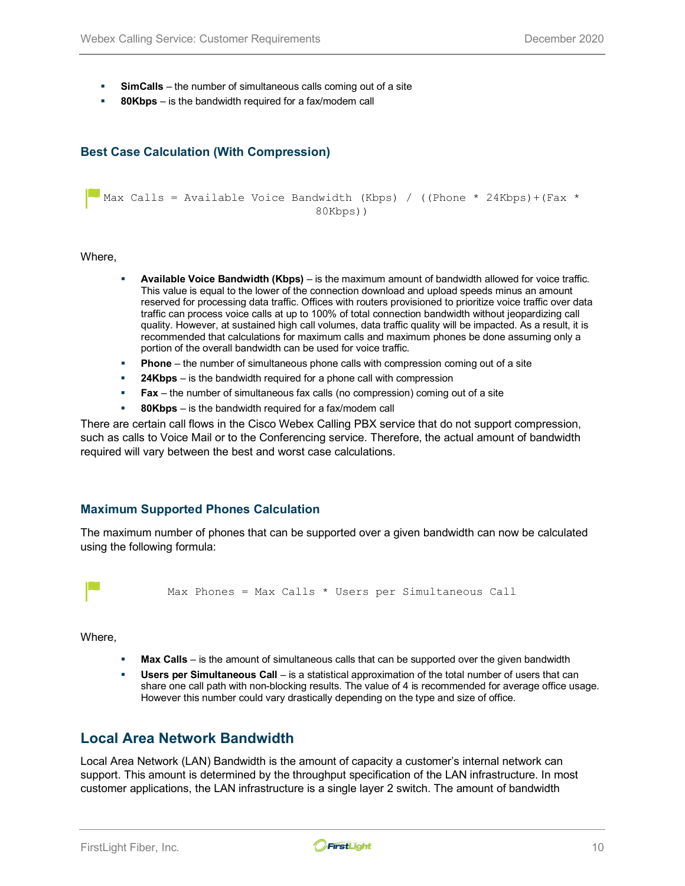- **SimCalls** – the number of simultaneous calls coming out of a site
- **80Kbps** – is the bandwidth required for a fax/modem call

### Best Case Calculation (With Compression)

```
Max Calls = Available Voice Bandwidth (Kbps) / ((Phone * 24Kbps)+(Fax * 80Kbps))
```

Where,

- **Available Voice Bandwidth (Kbps)** – is the maximum amount of bandwidth allowed for voice traffic. This value is equal to the lower of the connection download and upload speeds minus an amount reserved for processing data traffic. Offices with routers provisioned to prioritize voice traffic over data traffic can process voice calls at up to 100% of total connection bandwidth without jeopardizing call quality. However, at sustained high call volumes, data traffic quality will be impacted. As a result, it is recommended that calculations for maximum calls and maximum phones be done assuming only a portion of the overall bandwidth can be used for voice traffic.
- **Phone** – the number of simultaneous phone calls with compression coming out of a site
- **24Kbps** – is the bandwidth required for a phone call with compression
- **Fax** – the number of simultaneous fax calls (no compression) coming out of a site
- **80Kbps** – is the bandwidth required for a fax/modem call

There are certain call flows in the Cisco Webex Calling PBX service that do not support compression, such as calls to Voice Mail or to the Conferencing service. Therefore, the actual amount of bandwidth required will vary between the best and worst case calculations.

### Maximum Supported Phones Calculation

The maximum number of phones that can be supported over a given bandwidth can now be calculated using the following formula:

```
Max Phones = Max Calls * Users per Simultaneous Call
```

Where,

- **Max Calls** – is the amount of simultaneous calls that can be supported over the given bandwidth
- **Users per Simultaneous Call** – is a statistical approximation of the total number of users that can share one call path with non-blocking results. The value of 4 is recommended for average office usage. However this number could vary drastically depending on the type and size of office.

## Local Area Network Bandwidth

Local Area Network (LAN) Bandwidth is the amount of capacity a customer's internal network can support. This amount is determined by the throughput specification of the LAN infrastructure. In most customer applications, the LAN infrastructure is a single layer 2 switch. The amount of bandwidth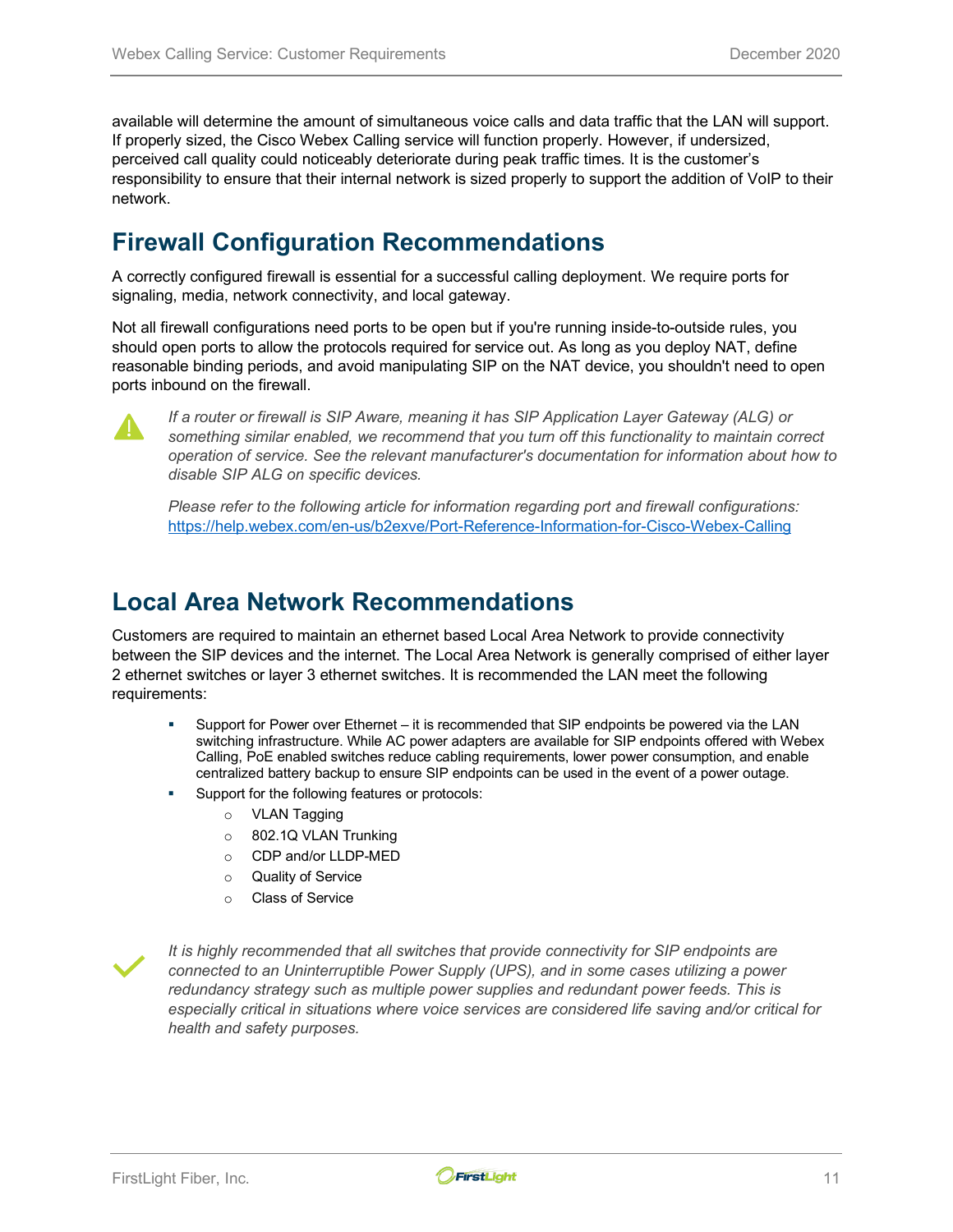available will determine the amount of simultaneous voice calls and data traffic that the LAN will support. If properly sized, the Cisco Webex Calling service will function properly. However, if undersized, perceived call quality could noticeably deteriorate during peak traffic times. It is the customer's responsibility to ensure that their internal network is sized properly to support the addition of VoIP to their network.

## Firewall Configuration Recommendations

A correctly configured firewall is essential for a successful calling deployment. We require ports for signaling, media, network connectivity, and local gateway.

Not all firewall configurations need ports to be open but if you're running inside-to-outside rules, you should open ports to allow the protocols required for service out. As long as you deploy NAT, define reasonable binding periods, and avoid manipulating SIP on the NAT device, you shouldn't need to open ports inbound on the firewall.

*If a router or firewall is SIP Aware, meaning it has SIP Application Layer Gateway (ALG) or something similar enabled, we recommend that you turn off this functionality to maintain correct operation of service. See the relevant manufacturer's documentation for information about how to disable SIP ALG on specific devices.*

*Please refer to the following article for information regarding port and firewall configurations:* [https://help.webex.com/en-us/b2exve/Port-Reference-Information-for-Cisco-Webex-Calling](https://help.webex.com/en-us/b2exve/Port-Reference-Information-for-Cisco-Webex-Calling)

## Local Area Network Recommendations

Customers are required to maintain an ethernet based Local Area Network to provide connectivity between the SIP devices and the internet. The Local Area Network is generally comprised of either layer 2 ethernet switches or layer 3 ethernet switches. It is recommended the LAN meet the following requirements:

- Support for Power over Ethernet – it is recommended that SIP endpoints be powered via the LAN switching infrastructure. While AC power adapters are available for SIP endpoints offered with Webex Calling, PoE enabled switches reduce cabling requirements, lower power consumption, and enable centralized battery backup to ensure SIP endpoints can be used in the event of a power outage.
- Support for the following features or protocols:
  - VLAN Tagging
  - 802.1Q VLAN Trunking
  - CDP and/or LLDP-MED
  - Quality of Service
  - Class of Service

*It is highly recommended that all switches that provide connectivity for SIP endpoints are connected to an Uninterruptible Power Supply (UPS), and in some cases utilizing a power redundancy strategy such as multiple power supplies and redundant power feeds. This is especially critical in situations where voice services are considered life saving and/or critical for health and safety purposes.*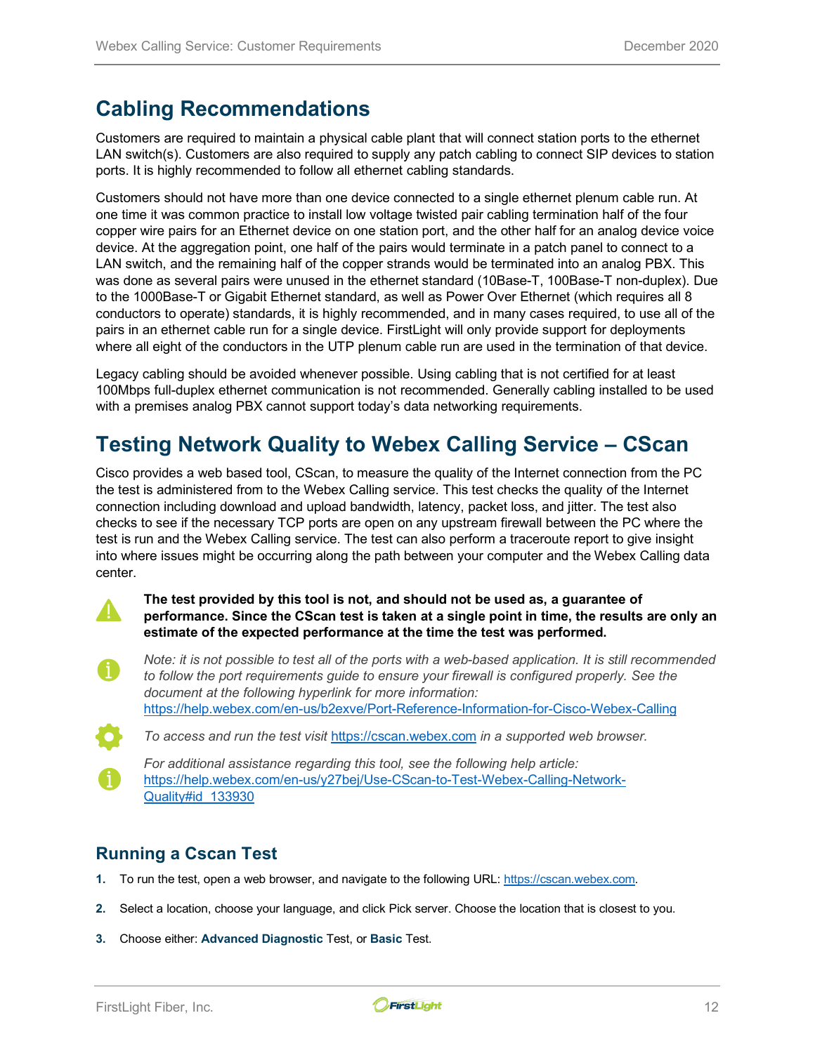## Cabling Recommendations

Customers are required to maintain a physical cable plant that will connect station ports to the ethernet LAN switch(s). Customers are also required to supply any patch cabling to connect SIP devices to station ports. It is highly recommended to follow all ethernet cabling standards.

Customers should not have more than one device connected to a single ethernet plenum cable run. At one time it was common practice to install low voltage twisted pair cabling termination half of the four copper wire pairs for an Ethernet device on one station port, and the other half for an analog device voice device. At the aggregation point, one half of the pairs would terminate in a patch panel to connect to a LAN switch, and the remaining half of the copper strands would be terminated into an analog PBX. This was done as several pairs were unused in the ethernet standard (10Base-T, 100Base-T non-duplex). Due to the 1000Base-T or Gigabit Ethernet standard, as well as Power Over Ethernet (which requires all 8 conductors to operate) standards, it is highly recommended, and in many cases required, to use all of the pairs in an ethernet cable run for a single device. FirstLight will only provide support for deployments where all eight of the conductors in the UTP plenum cable run are used in the termination of that device.

Legacy cabling should be avoided whenever possible. Using cabling that is not certified for at least 100Mbps full-duplex ethernet communication is not recommended. Generally cabling installed to be used with a premises analog PBX cannot support today's data networking requirements.

## Testing Network Quality to Webex Calling Service – CScan

Cisco provides a web based tool, CScan, to measure the quality of the Internet connection from the PC the test is administered from to the Webex Calling service. This test checks the quality of the Internet connection including download and upload bandwidth, latency, packet loss, and jitter. The test also checks to see if the necessary TCP ports are open on any upstream firewall between the PC where the test is run and the Webex Calling service. The test can also perform a traceroute report to give insight into where issues might be occurring along the path between your computer and the Webex Calling data center.

**The test provided by this tool is not, and should not be used as, a guarantee of performance. Since the CScan test is taken at a single point in time, the results are only an estimate of the expected performance at the time the test was performed.**

*Note: it is not possible to test all of the ports with a web-based application. It is still recommended to follow the port requirements guide to ensure your firewall is configured properly. See the document at the following hyperlink for more information:* https://help.webex.com/en-us/b2exve/Port-Reference-Information-for-Cisco-Webex-Calling

*To access and run the test visit* https://cscan.webex.com *in a supported web browser.*

*For additional assistance regarding this tool, see the following help article:* https://help.webex.com/en-us/y27bej/Use-CScan-to-Test-Webex-Calling-Network-Quality#id_133930

### Running a Cscan Test

1. To run the test, open a web browser, and navigate to the following URL: https://cscan.webex.com.
2. Select a location, choose your language, and click Pick server. Choose the location that is closest to you.
3. Choose either: **Advanced Diagnostic** Test, or **Basic** Test.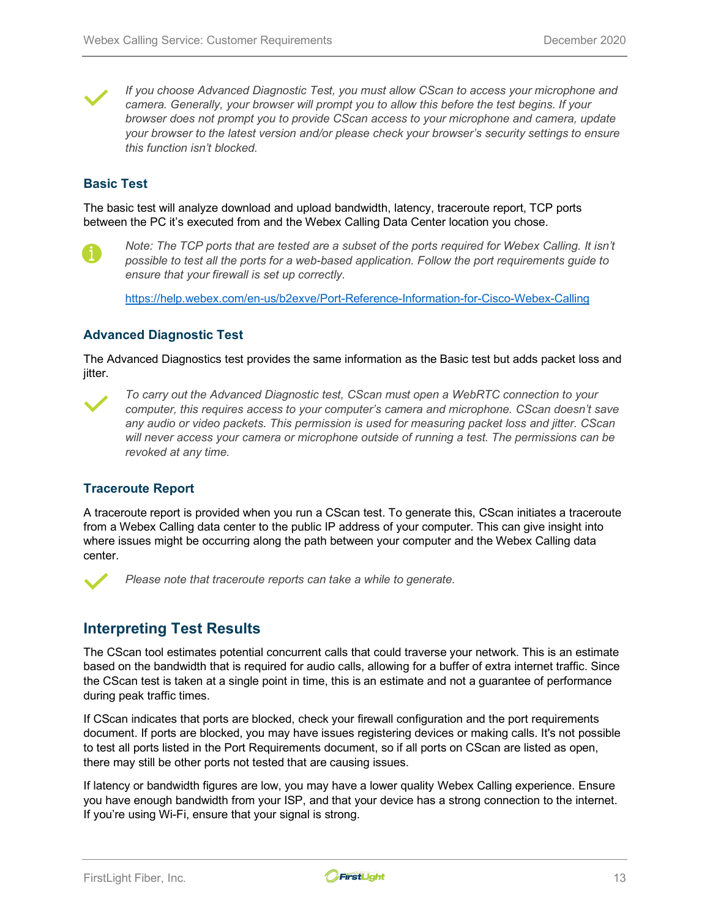*If you choose Advanced Diagnostic Test, you must allow CScan to access your microphone and camera. Generally, your browser will prompt you to allow this before the test begins. If your browser does not prompt you to provide CScan access to your microphone and camera, update your browser to the latest version and/or please check your browser's security settings to ensure this function isn't blocked.*

### Basic Test

The basic test will analyze download and upload bandwidth, latency, traceroute report, TCP ports between the PC it's executed from and the Webex Calling Data Center location you chose.

*Note: The TCP ports that are tested are a subset of the ports required for Webex Calling. It isn't possible to test all the ports for a web-based application. Follow the port requirements guide to ensure that your firewall is set up correctly.*

https://help.webex.com/en-us/b2exve/Port-Reference-Information-for-Cisco-Webex-Calling

### Advanced Diagnostic Test

The Advanced Diagnostics test provides the same information as the Basic test but adds packet loss and jitter.

*To carry out the Advanced Diagnostic test, CScan must open a WebRTC connection to your computer, this requires access to your computer's camera and microphone. CScan doesn't save any audio or video packets. This permission is used for measuring packet loss and jitter. CScan will never access your camera or microphone outside of running a test. The permissions can be revoked at any time.*

### Traceroute Report

A traceroute report is provided when you run a CScan test. To generate this, CScan initiates a traceroute from a Webex Calling data center to the public IP address of your computer. This can give insight into where issues might be occurring along the path between your computer and the Webex Calling data center.

*Please note that traceroute reports can take a while to generate.*

## Interpreting Test Results

The CScan tool estimates potential concurrent calls that could traverse your network. This is an estimate based on the bandwidth that is required for audio calls, allowing for a buffer of extra internet traffic. Since the CScan test is taken at a single point in time, this is an estimate and not a guarantee of performance during peak traffic times.

If CScan indicates that ports are blocked, check your firewall configuration and the port requirements document. If ports are blocked, you may have issues registering devices or making calls. It's not possible to test all ports listed in the Port Requirements document, so if all ports on CScan are listed as open, there may still be other ports not tested that are causing issues.

If latency or bandwidth figures are low, you may have a lower quality Webex Calling experience. Ensure you have enough bandwidth from your ISP, and that your device has a strong connection to the internet. If you're using Wi-Fi, ensure that your signal is strong.